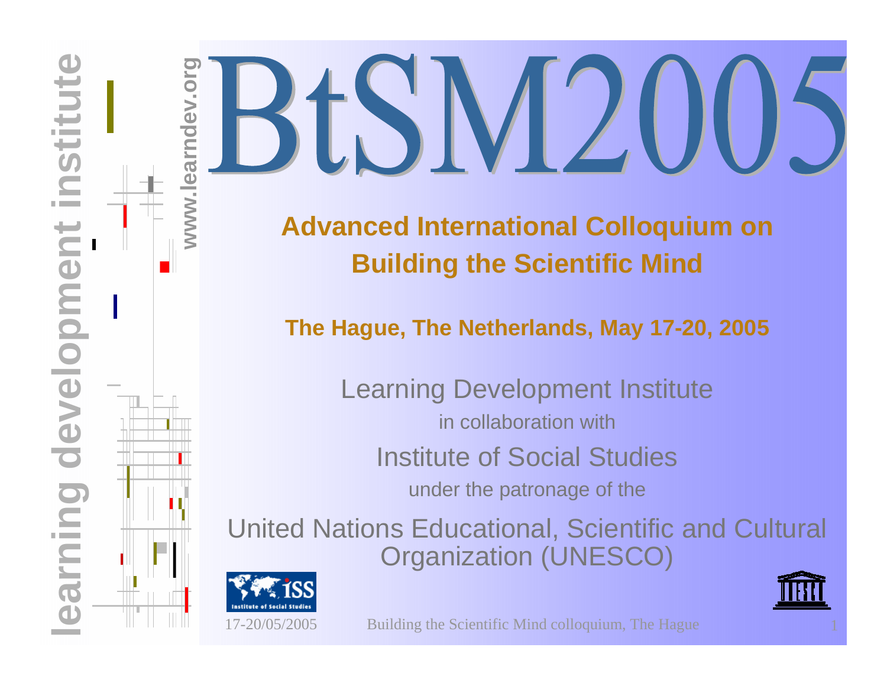# BtSM2005

## Advanced International Colloquium on Building the Scientific Mind

### The Hague, The Netherlands, May 17-20, 2005

Learning Development Institute

in collaboration with

Institute of Social Studies

under the patronage of the

United Nations Educational, Scientific and Cultural Organization (UNESCO)

learning development institute

www.learndev.org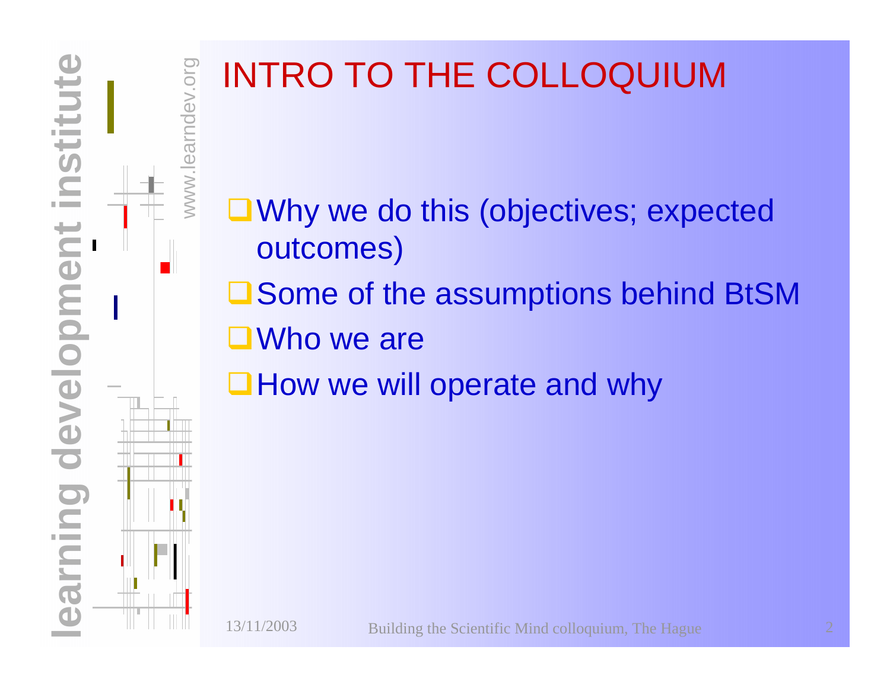# INTRO TO THE COLLOQUIUM

- Why we do this (objectives; expected outcomes)
- Some of the assumptions behind BtSM
- Who we are
- How we will operate and why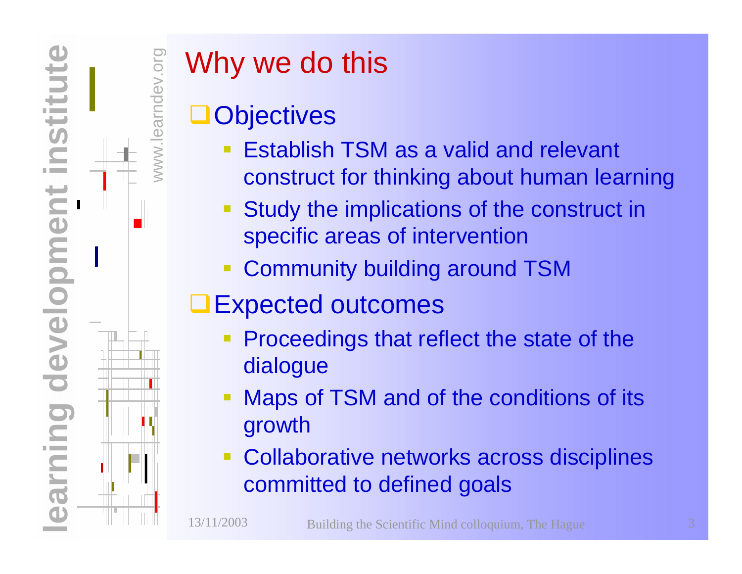# Why we do this

- Objectives
  - Establish TSM as a valid and relevant construct for thinking about human learning
  - Study the implications of the construct in specific areas of intervention
  - Community building around TSM
- Expected outcomes
  - Proceedings that reflect the state of the dialogue
  - Maps of TSM and of the conditions of its growth
  - Collaborative networks across disciplines committed to defined goals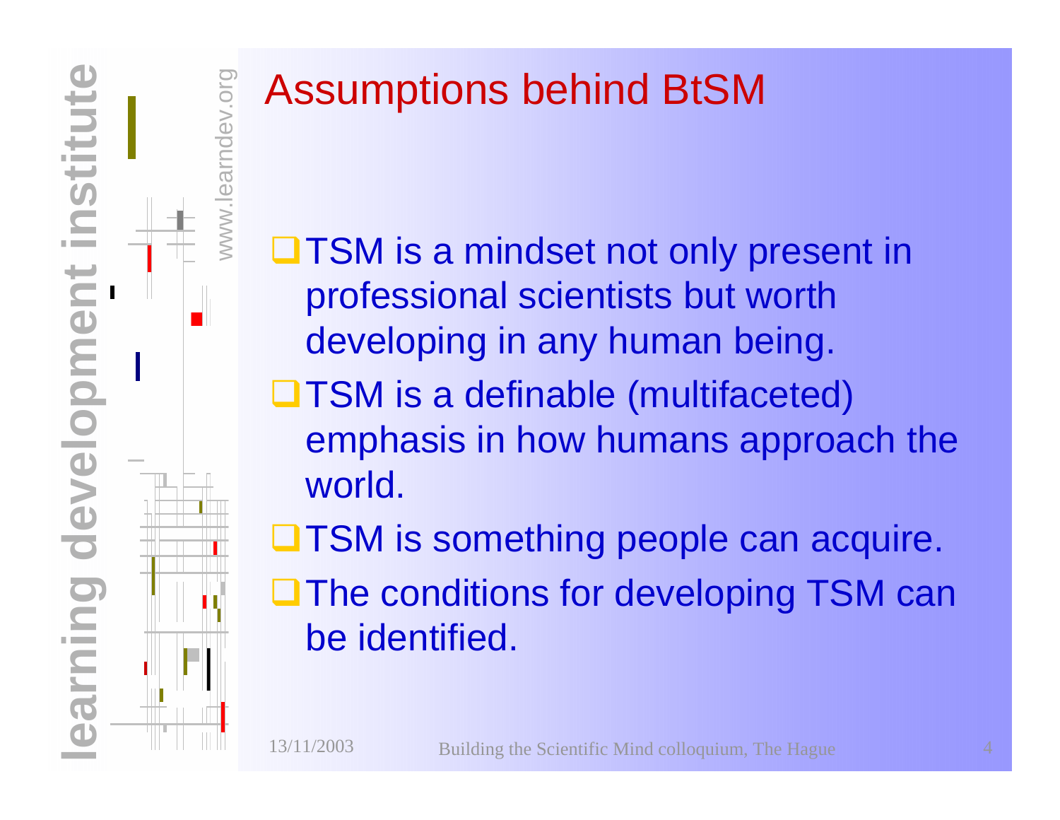# Assumptions behind BtSM

- TSM is a mindset not only present in professional scientists but worth developing in any human being.
- TSM is a definable (multifaceted) emphasis in how humans approach the world.
- TSM is something people can acquire.
- The conditions for developing TSM can be identified.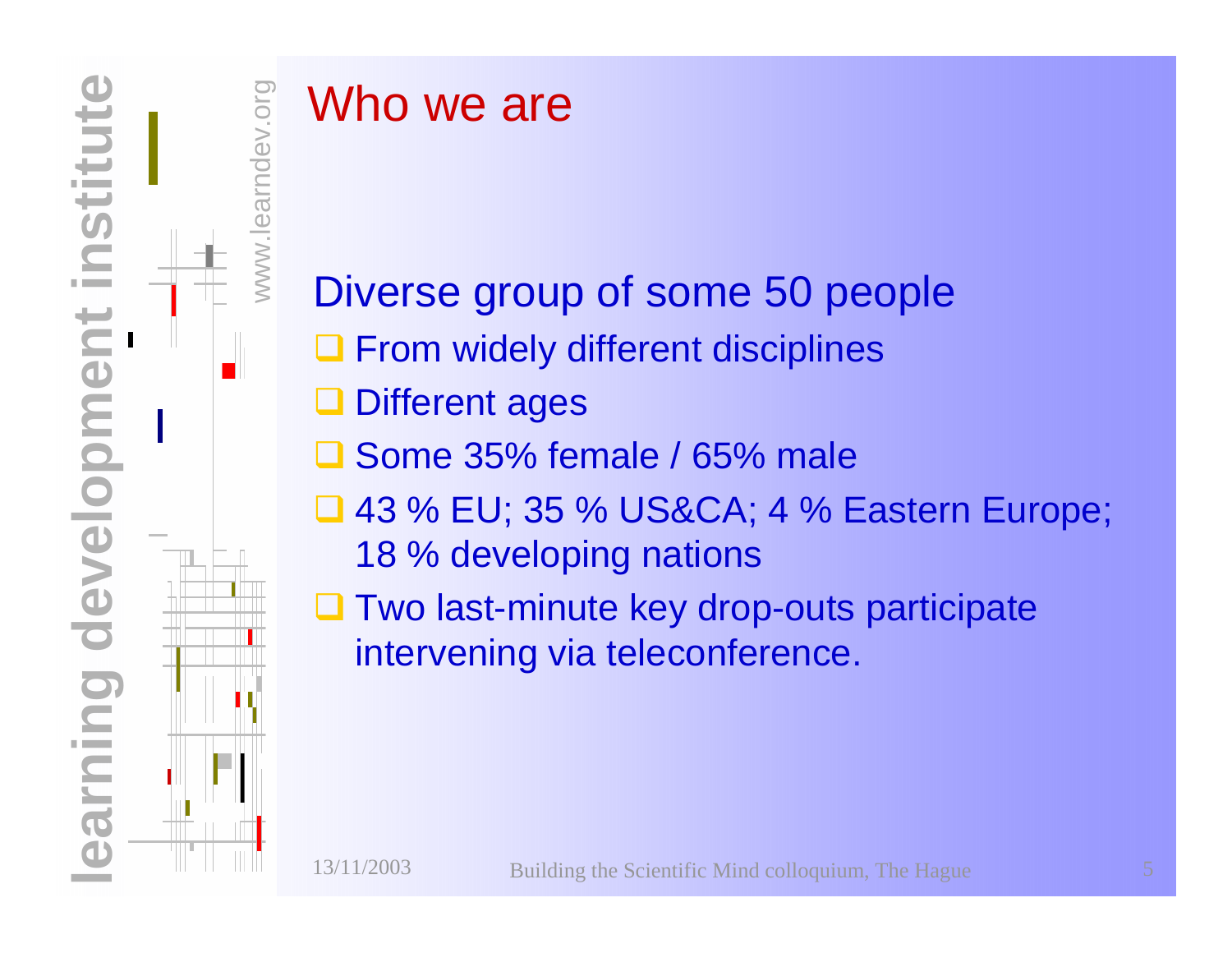# Who we are

Diverse group of some 50 people

- From widely different disciplines
- Different ages
- Some 35% female / 65% male
- 43 % EU; 35 % US&CA; 4 % Eastern Europe; 18 % developing nations
- Two last-minute key drop-outs participate intervening via teleconference.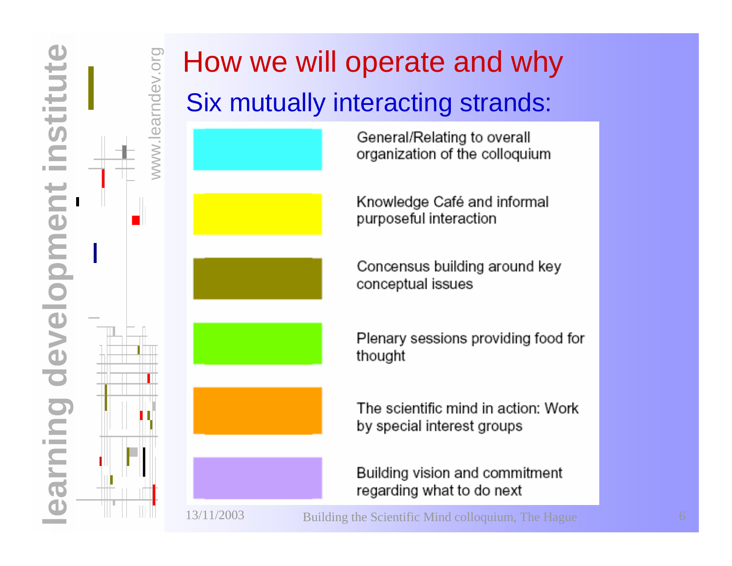# How we will operate and why

## Six mutually interacting strands:

- General/Relating to overall organization of the colloquium
- Knowledge Café and informal purposeful interaction
- Concensus building around key conceptual issues
- Plenary sessions providing food for thought
- The scientific mind in action: Work by special interest groups
- Building vision and commitment regarding what to do next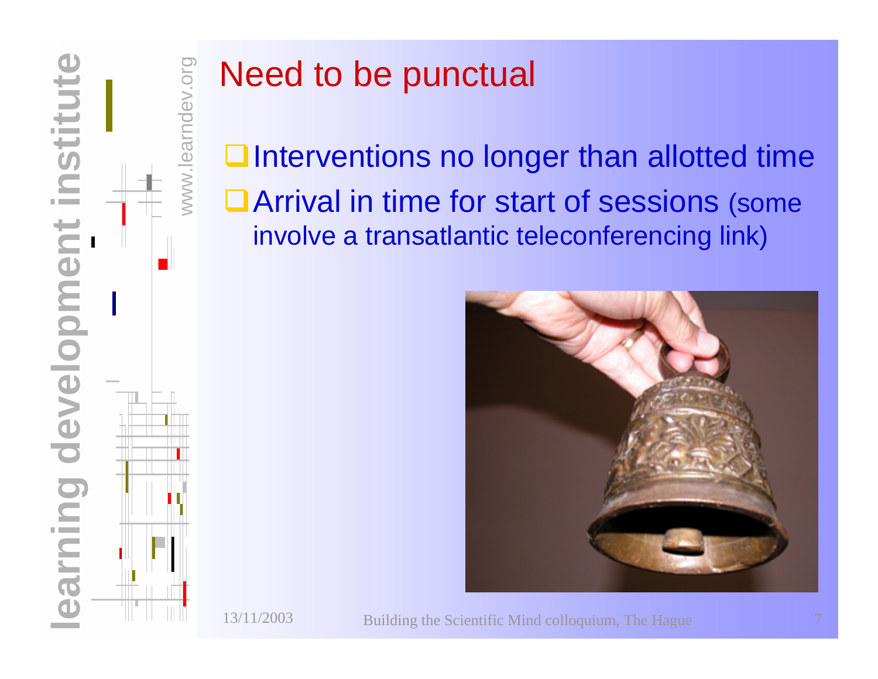## Need to be punctual

- Interventions no longer than allotted time
- Arrival in time for start of sessions (some involve a transatlantic teleconferencing link)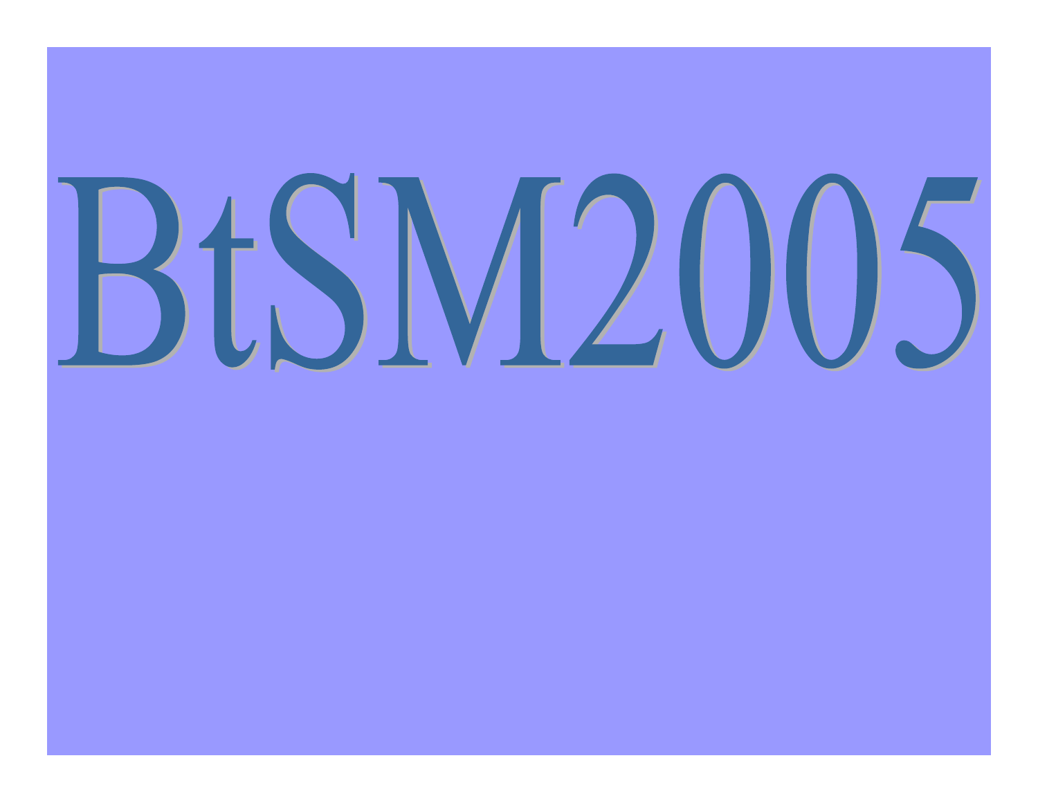# BtSM2005